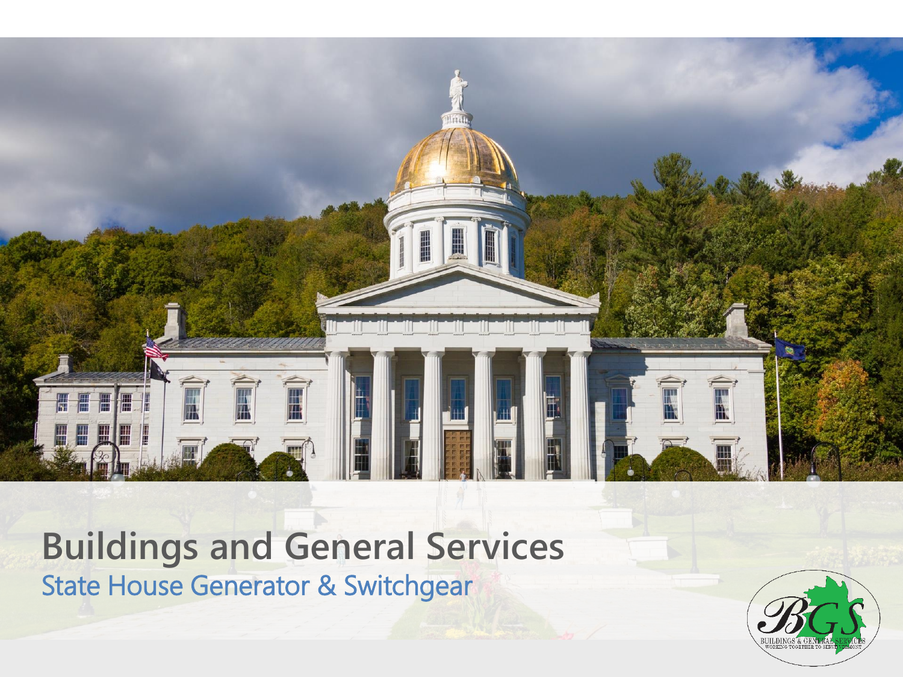# Buildings and General Services

## State House Generator & Switchgear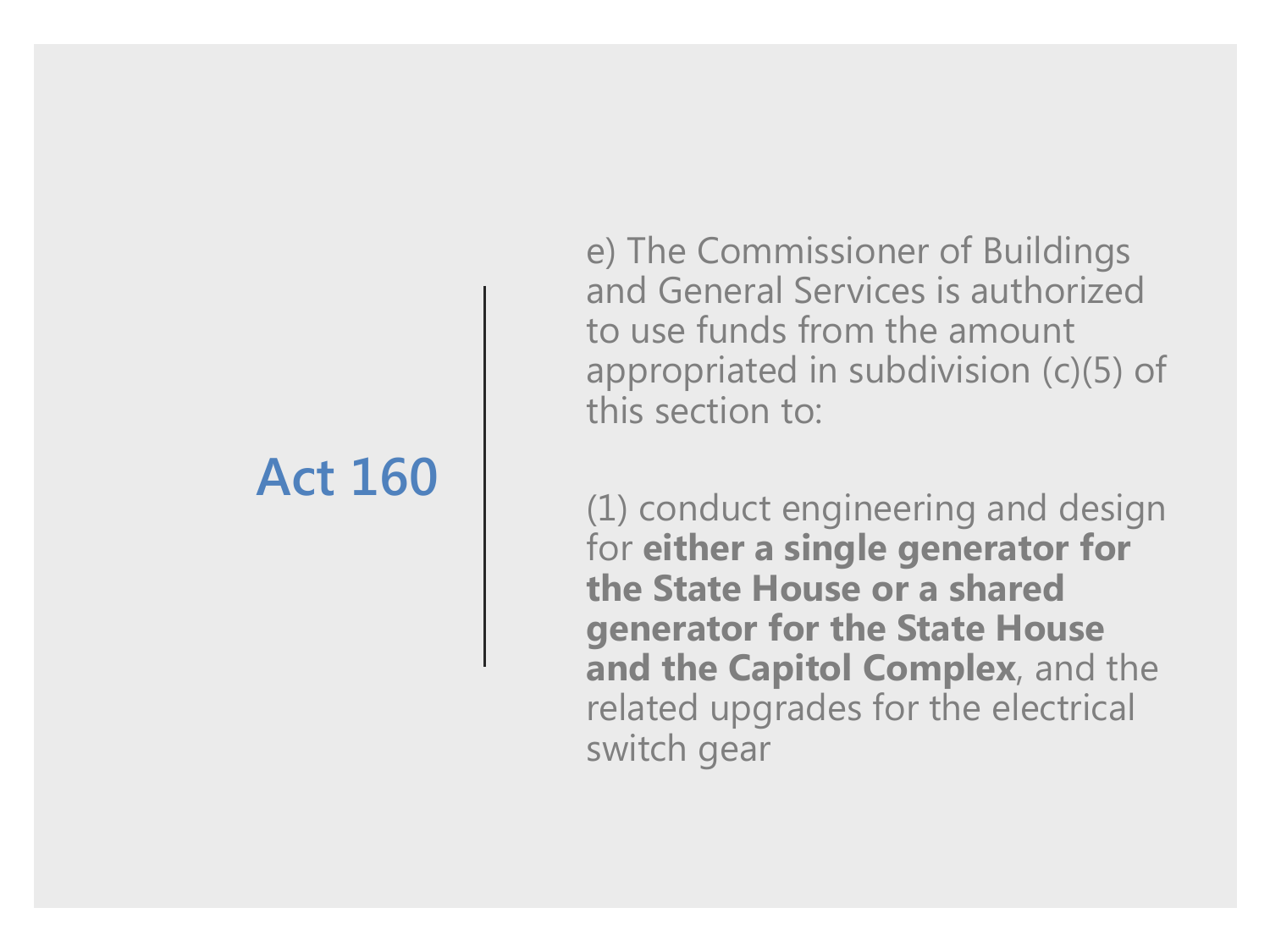## Act 160

e) The Commissioner of Buildings and General Services is authorized to use funds from the amount appropriated in subdivision (c)(5) of this section to:

(1) conduct engineering and design for **either a single generator for the State House or a shared generator for the State House and the Capitol Complex**, and the related upgrades for the electrical switch gear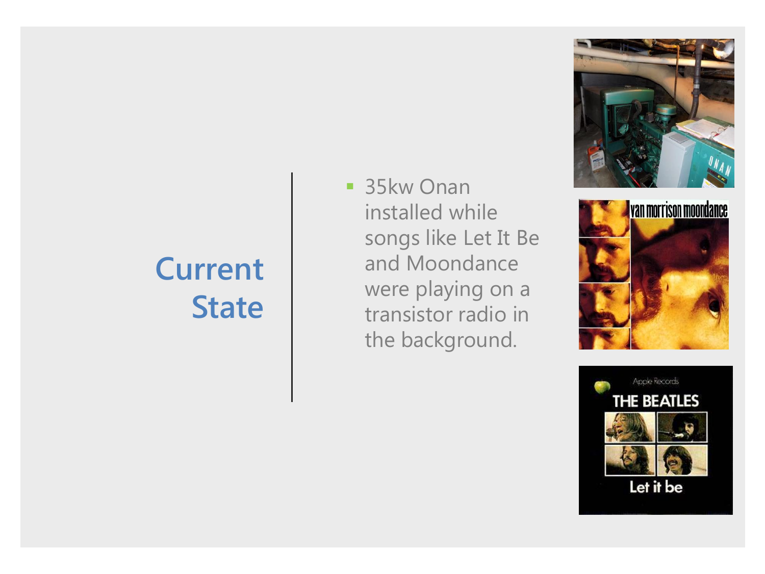# Current State

- 35kw Onan installed while songs like Let It Be and Moondance were playing on a transistor radio in the background.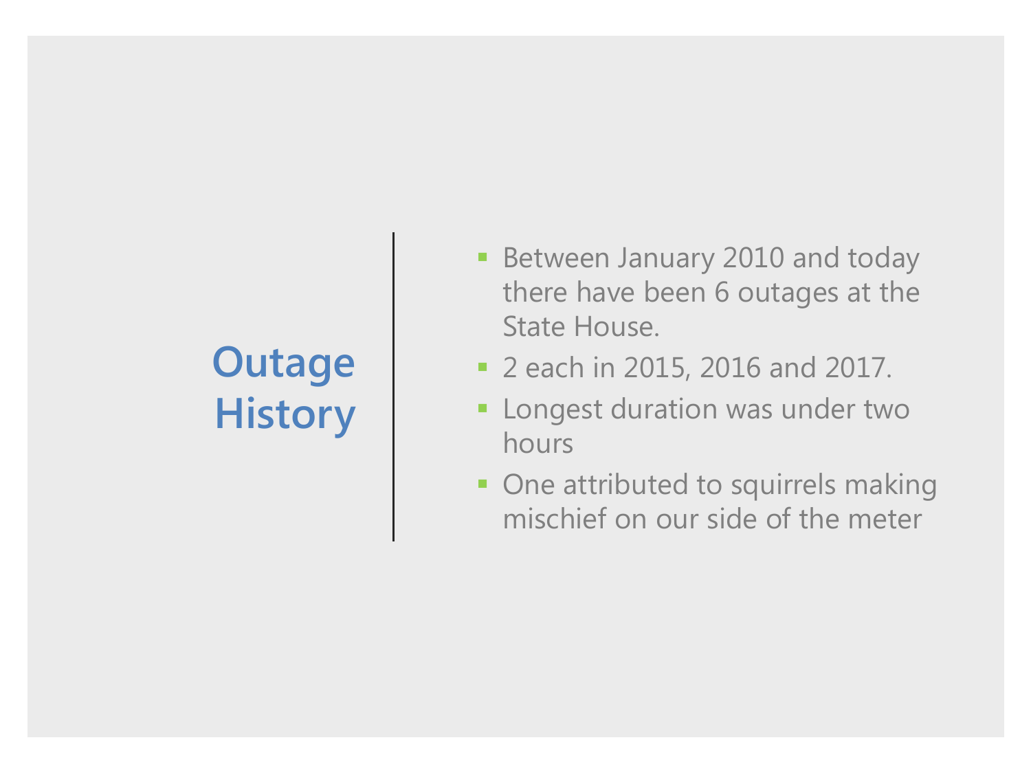# Outage History

- Between January 2010 and today there have been 6 outages at the State House.
- 2 each in 2015, 2016 and 2017.
- Longest duration was under two hours
- One attributed to squirrels making mischief on our side of the meter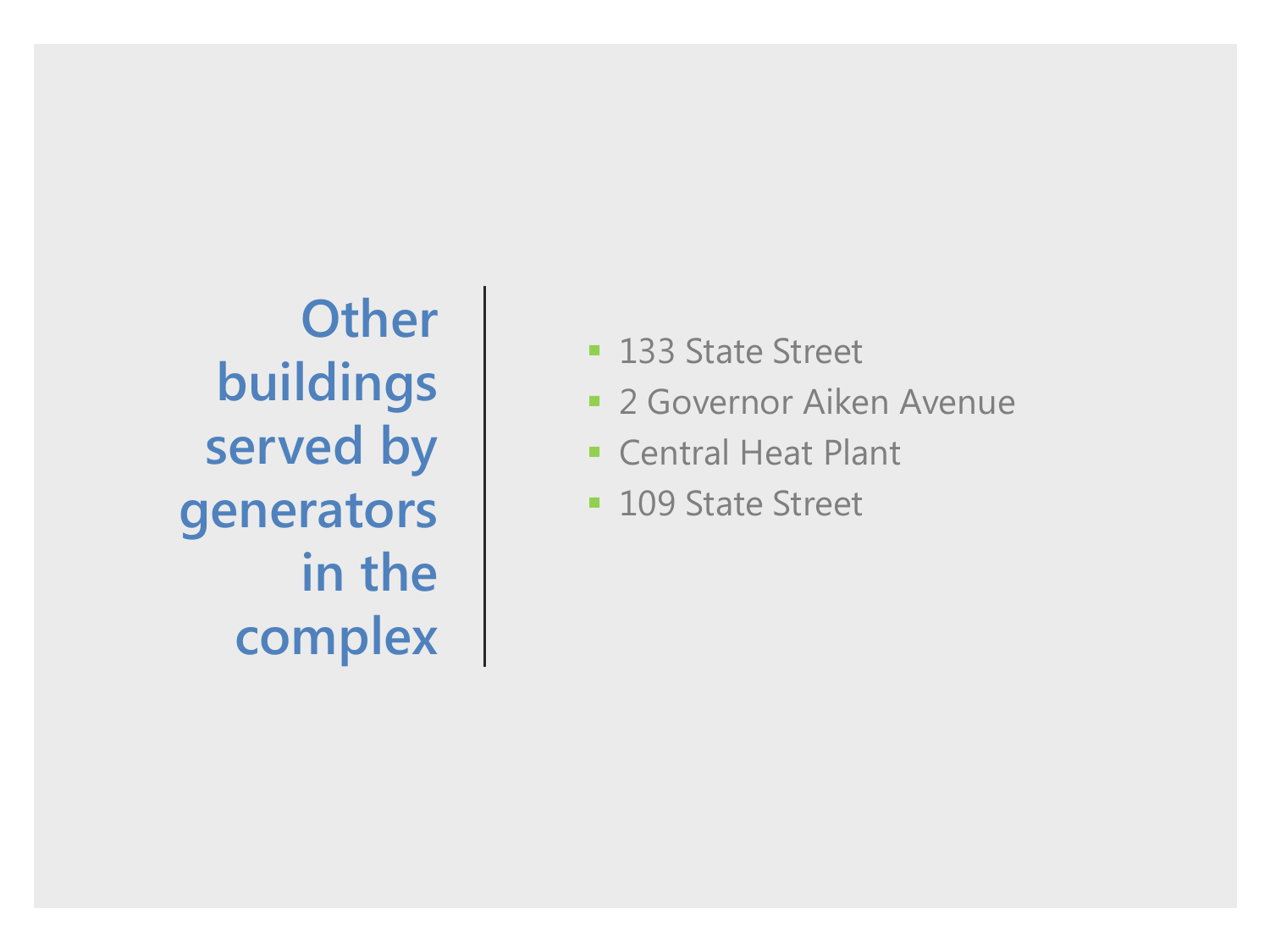## Other buildings served by generators in the complex

- 133 State Street
- 2 Governor Aiken Avenue
- Central Heat Plant
- 109 State Street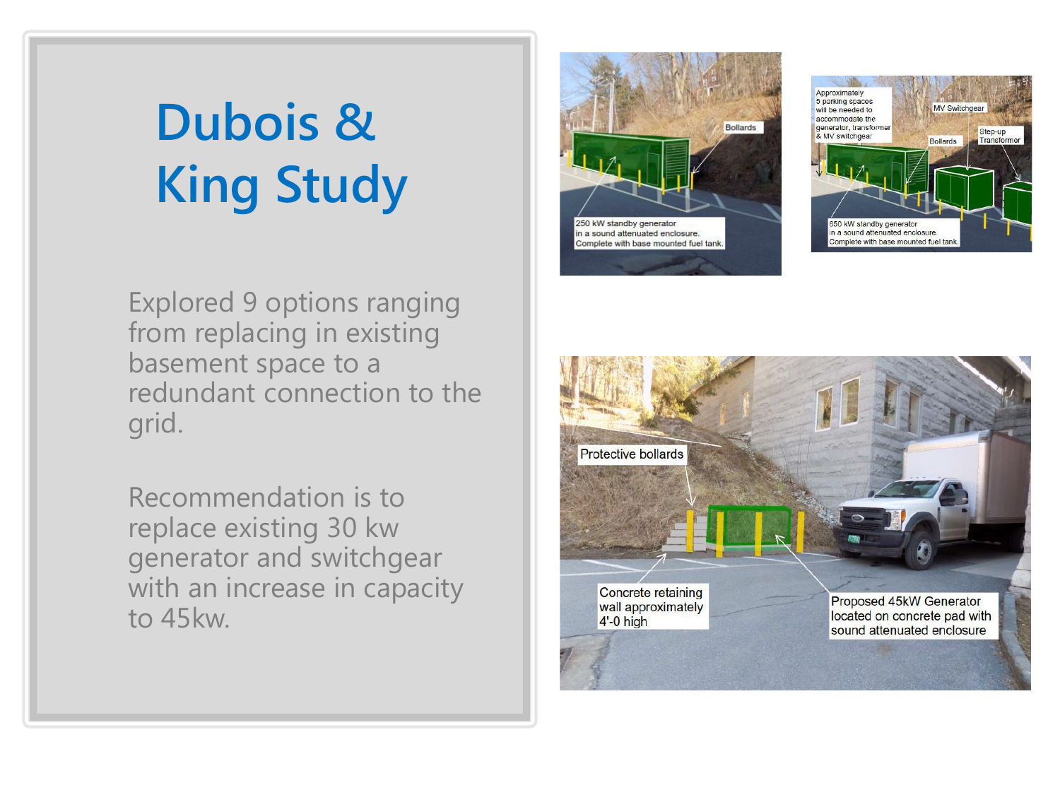# Dubois & King Study

Explored 9 options ranging from replacing in existing basement space to a redundant connection to the grid.

Recommendation is to replace existing 30 kw generator and switchgear with an increase in capacity to 45kw.

Bollards

250 kW standby generator in a sound attenuated enclosure. Complete with base mounted fuel tank.

Approximately 5 parking spaces will be needed to accommodate the generator, transformer & MV switchgear

MV Switchgear

Step-up Transformer

Bollards

650 kW standby generator in a sound attenuated enclosure. Complete with base mounted fuel tank.

Protective bollards

Concrete retaining wall approximately 4'-0 high

Proposed 45kW Generator located on concrete pad with sound attenuated enclosure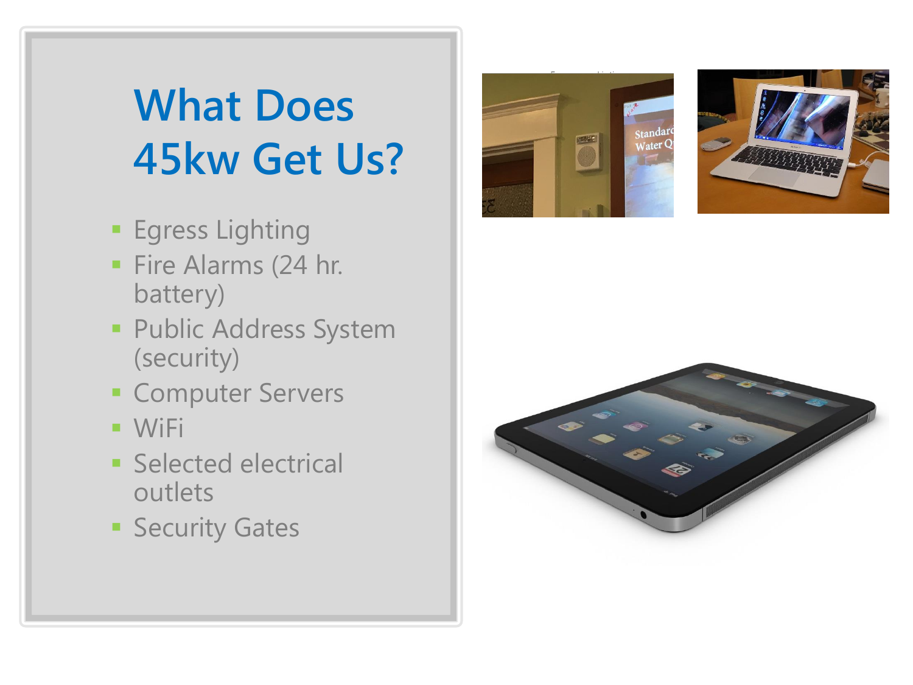# What Does 45kw Get Us?

- Egress Lighting
- Fire Alarms (24 hr. battery)
- Public Address System (security)
- Computer Servers
- WiFi
- Selected electrical outlets
- Security Gates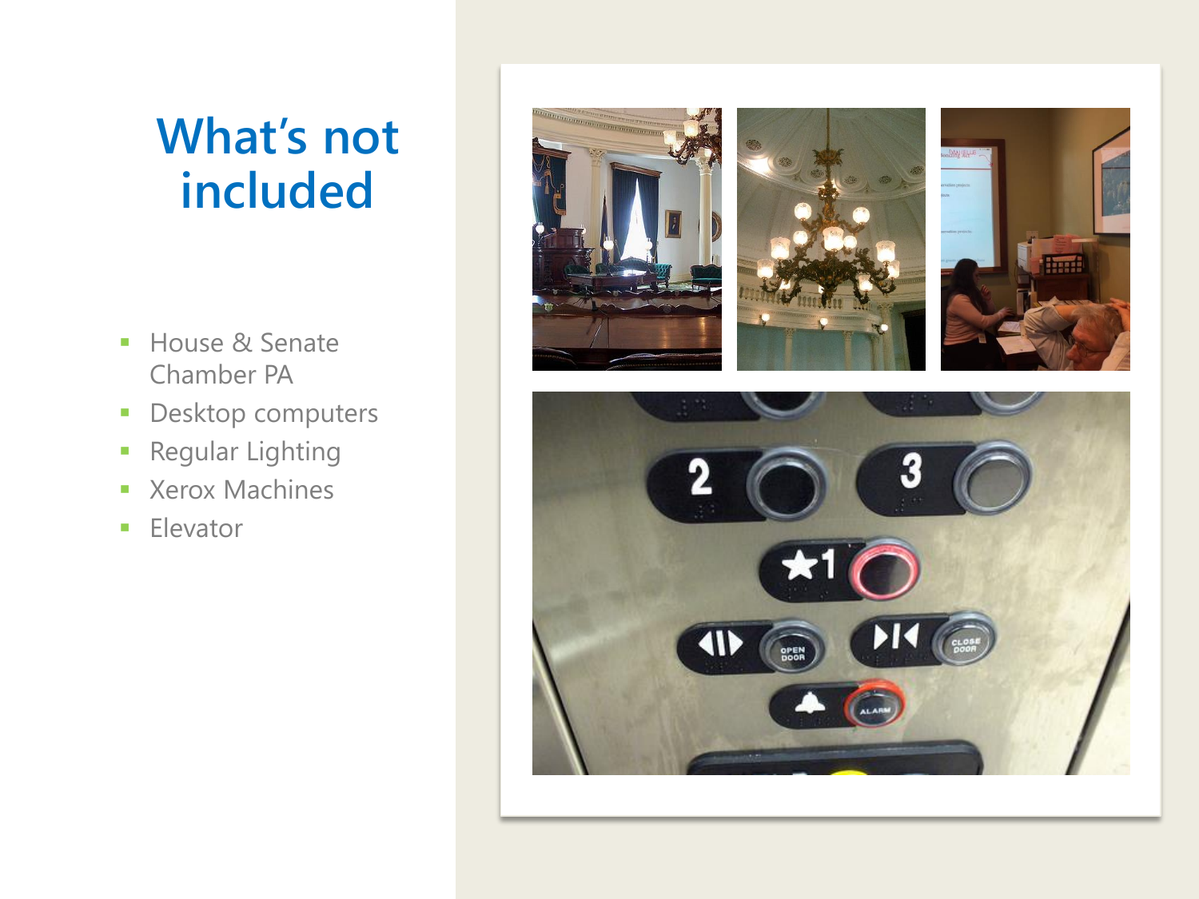# What's not included

- House & Senate Chamber PA
- Desktop computers
- Regular Lighting
- Xerox Machines
- Elevator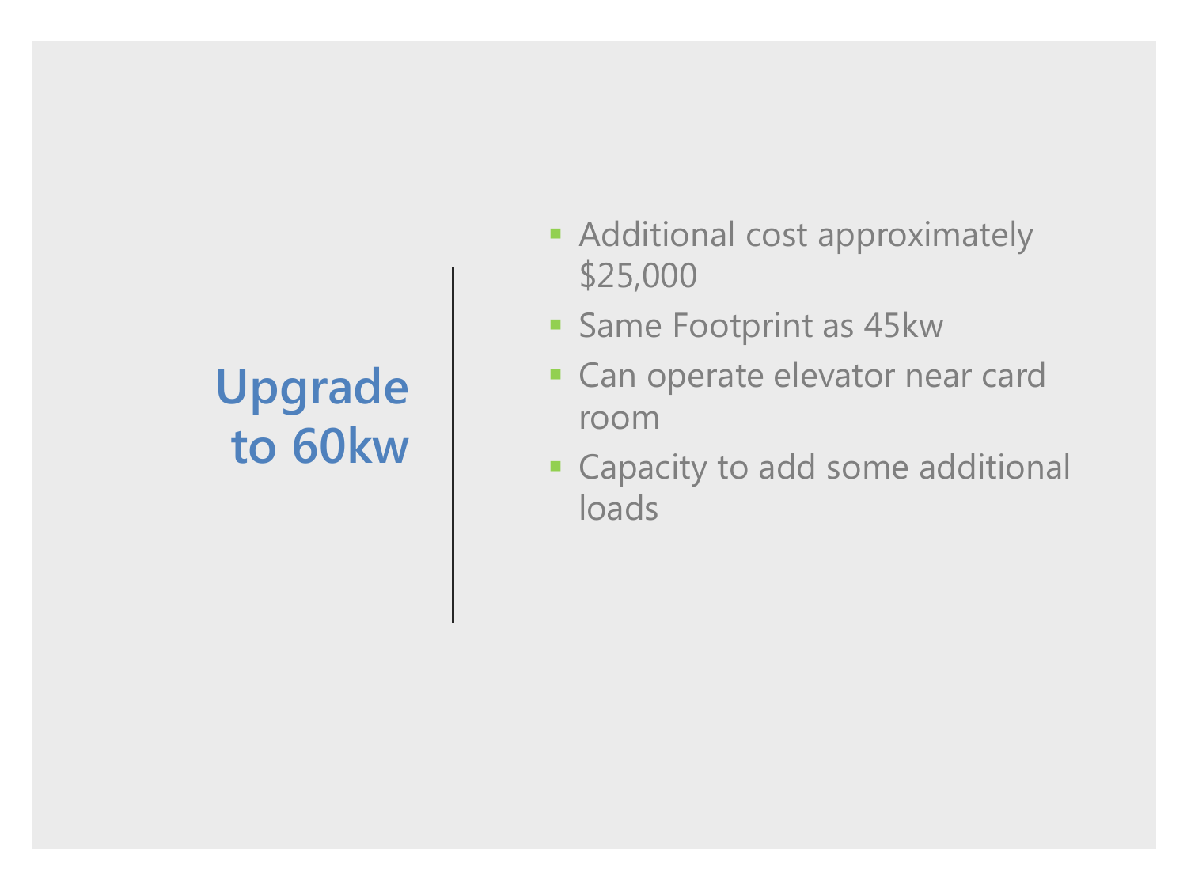# Upgrade to 60kw

- Additional cost approximately $25,000
- Same Footprint as 45kw
- Can operate elevator near card room
- Capacity to add some additional loads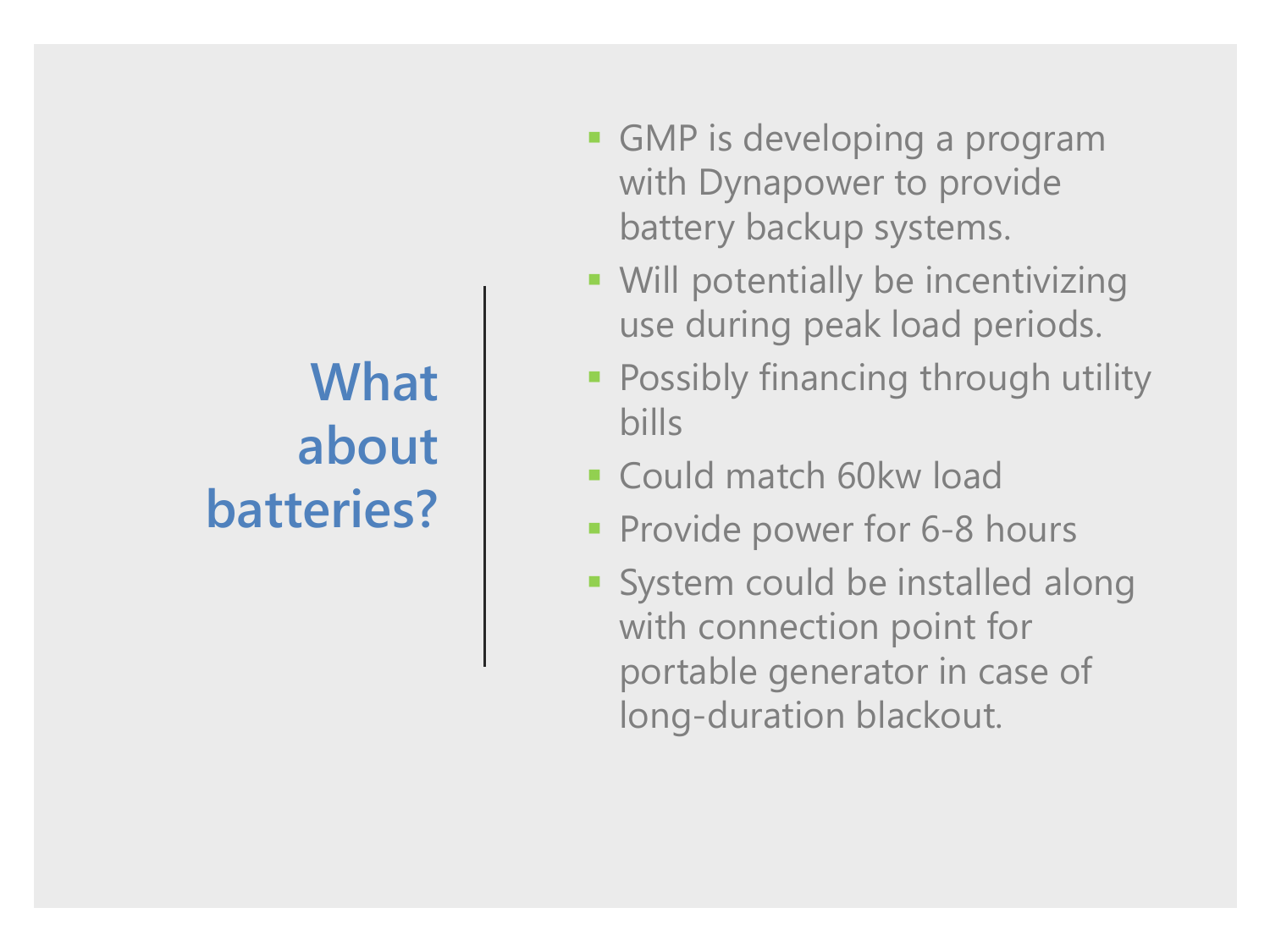# What about batteries?

- GMP is developing a program with Dynapower to provide battery backup systems.
- Will potentially be incentivizing use during peak load periods.
- Possibly financing through utility bills
- Could match 60kw load
- Provide power for 6-8 hours
- System could be installed along with connection point for portable generator in case of long-duration blackout.